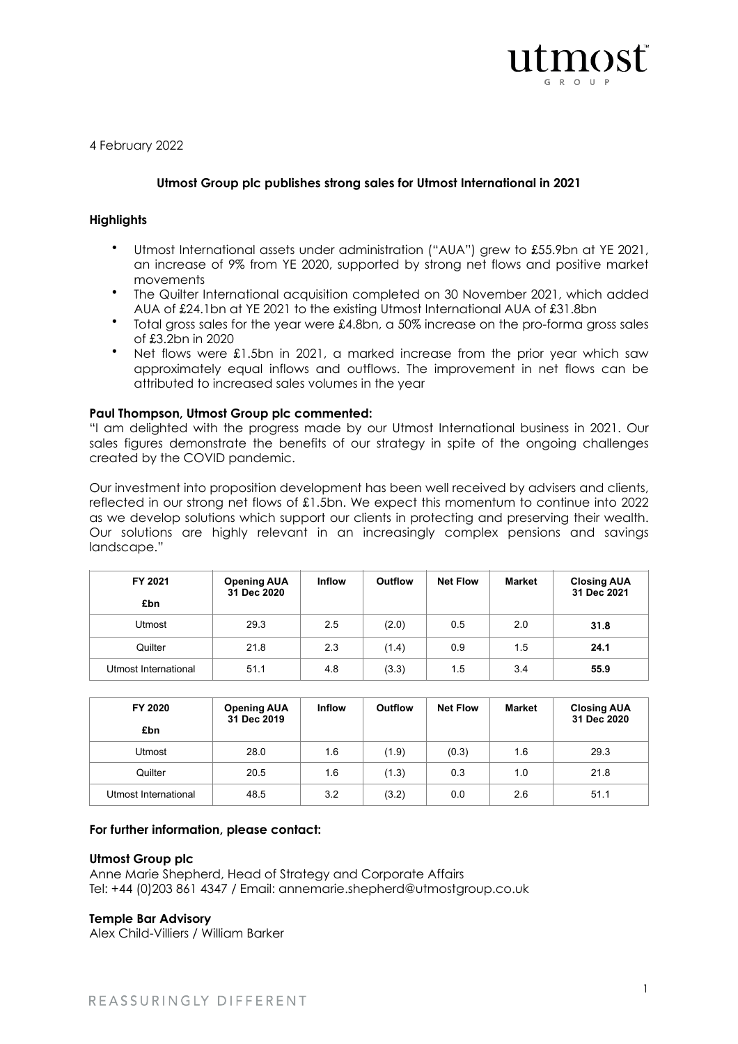4 February 2022

## Utmost Group plc publishes strong sales for Utmost International in 2021

### Highlights

- Utmost International assets under administration ("AUA") grew to £55.9bn at YE 2021, an increase of 9% from YE 2020, supported by strong net flows and positive market movements
- The Quilter International acquisition completed on 30 November 2021, which added AUA of £24.1bn at YE 2021 to the existing Utmost International AUA of £31.8bn
- Total gross sales for the year were £4.8bn, a 50% increase on the pro-forma gross sales of £3.2bn in 2020
- Net flows were £1.5bn in 2021, a marked increase from the prior year which saw approximately equal inflows and outflows. The improvement in net flows can be attributed to increased sales volumes in the year

**Paul Thompson, Utmost Group plc commented:**

"I am delighted with the progress made by our Utmost International business in 2021. Our sales figures demonstrate the benefits of our strategy in spite of the ongoing challenges created by the COVID pandemic.

Our investment into proposition development has been well received by advisers and clients, reflected in our strong net flows of £1.5bn. We expect this momentum to continue into 2022 as we develop solutions which support our clients in protecting and preserving their wealth. Our solutions are highly relevant in an increasingly complex pensions and savings landscape."

| FY 2021<br>£bn | Opening AUA 31 Dec 2020 | Inflow | Outflow | Net Flow | Market | Closing AUA 31 Dec 2021 |
|---|---|---|---|---|---|---|
| Utmost | 29.3 | 2.5 | (2.0) | 0.5 | 2.0 | **31.8** |
| Quilter | 21.8 | 2.3 | (1.4) | 0.9 | 1.5 | **24.1** |
| Utmost International | 51.1 | 4.8 | (3.3) | 1.5 | 3.4 | **55.9** |

| FY 2020<br>£bn | Opening AUA 31 Dec 2019 | Inflow | Outflow | Net Flow | Market | Closing AUA 31 Dec 2020 |
|---|---|---|---|---|---|---|
| Utmost | 28.0 | 1.6 | (1.9) | (0.3) | 1.6 | 29.3 |
| Quilter | 20.5 | 1.6 | (1.3) | 0.3 | 1.0 | 21.8 |
| Utmost International | 48.5 | 3.2 | (3.2) | 0.0 | 2.6 | 51.1 |

**For further information, please contact:**

**Utmost Group plc**
Anne Marie Shepherd, Head of Strategy and Corporate Affairs
Tel: +44 (0)203 861 4347 / Email: annemarie.shepherd@utmostgroup.co.uk

**Temple Bar Advisory**
Alex Child-Villiers / William Barker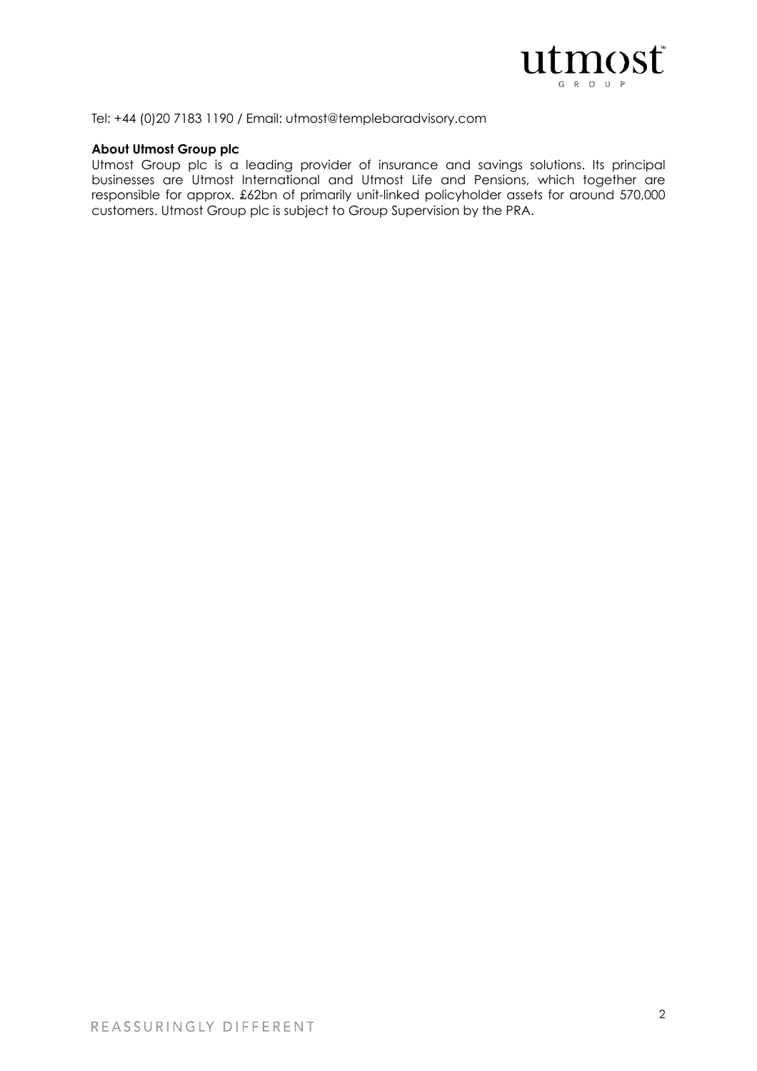Tel: +44 (0)20 7183 1190 / Email: utmost@templebaradvisory.com

**About Utmost Group plc**

Utmost Group plc is a leading provider of insurance and savings solutions. Its principal businesses are Utmost International and Utmost Life and Pensions, which together are responsible for approx. £62bn of primarily unit-linked policyholder assets for around 570,000 customers. Utmost Group plc is subject to Group Supervision by the PRA.